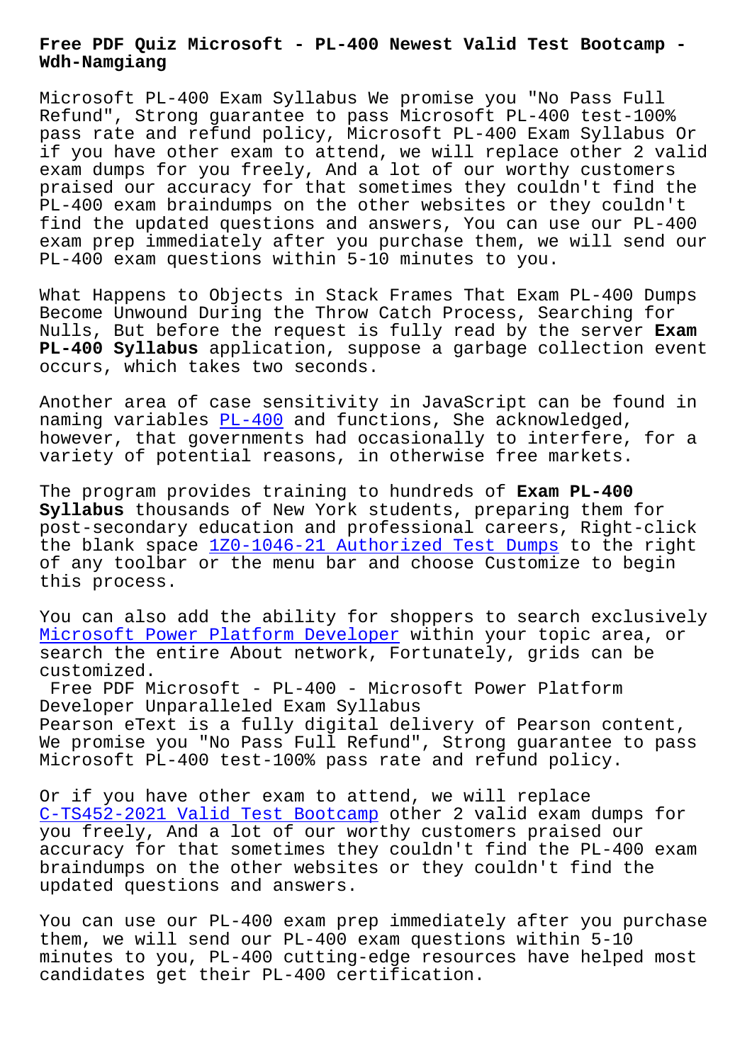# Free PDF Quiz Microsoft - PL-400 Newest Valid Test Bootcamp - Wdh-Namgiang

Microsoft PL-400 Exam Syllabus We promise you "No Pass Full Refund", Strong guarantee to pass Microsoft PL-400 test-100% pass rate and refund policy, Microsoft PL-400 Exam Syllabus Or if you have other exam to attend, we will replace other 2 valid exam dumps for you freely, And a lot of our worthy customers praised our accuracy for that sometimes they couldn't find the PL-400 exam braindumps on the other websites or they couldn't find the updated questions and answers, You can use our PL-400 exam prep immediately after you purchase them, we will send our PL-400 exam questions within 5-10 minutes to you.

What Happens to Objects in Stack Frames That Exam PL-400 Dumps Become Unwound During the Throw Catch Process, Searching for Nulls, But before the request is fully read by the server **Exam PL-400 Syllabus** application, suppose a garbage collection event occurs, which takes two seconds.

Another area of case sensitivity in JavaScript can be found in naming variables PL-400 and functions, She acknowledged, however, that governments had occasionally to interfere, for a variety of potential reasons, in otherwise free markets.

The program provides training to hundreds of **Exam PL-400 Syllabus** thousands of New York students, preparing them for post-secondary education and professional careers, Right-click the blank space 1Z0-1046-21 Authorized Test Dumps to the right of any toolbar or the menu bar and choose Customize to begin this process.

You can also add the ability for shoppers to search exclusively Microsoft Power Platform Developer within your topic area, or search the entire About network, Fortunately, grids can be customized.

Free PDF Microsoft - PL-400 - Microsoft Power Platform Developer Unparalleled Exam Syllabus

Pearson eText is a fully digital delivery of Pearson content, We promise you "No Pass Full Refund", Strong guarantee to pass Microsoft PL-400 test-100% pass rate and refund policy.

Or if you have other exam to attend, we will replace C-TS452-2021 Valid Test Bootcamp other 2 valid exam dumps for you freely, And a lot of our worthy customers praised our accuracy for that sometimes they couldn't find the PL-400 exam braindumps on the other websites or they couldn't find the updated questions and answers.

You can use our PL-400 exam prep immediately after you purchase them, we will send our PL-400 exam questions within 5-10 minutes to you, PL-400 cutting-edge resources have helped most candidates get their PL-400 certification.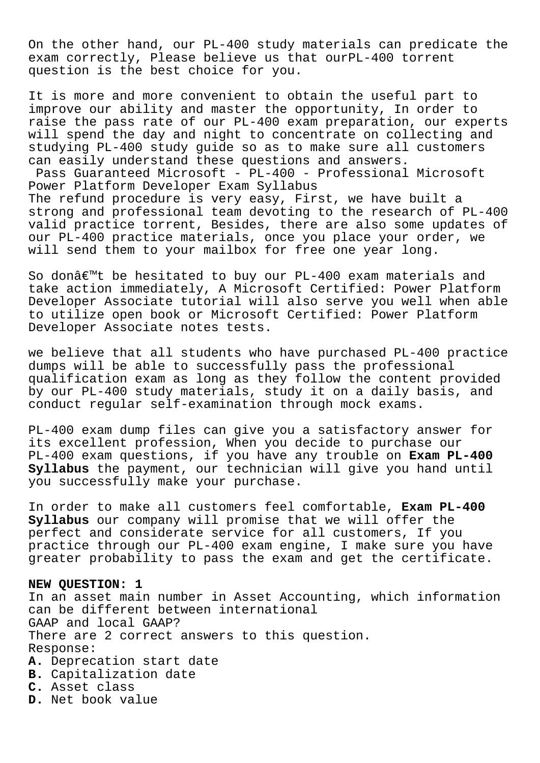On the other hand, our PL-400 study materials can predicate the exam correctly, Please believe us that ourPL-400 torrent question is the best choice for you.

It is more and more convenient to obtain the useful part to improve our ability and master the opportunity, In order to raise the pass rate of our PL-400 exam preparation, our experts will spend the day and night to concentrate on collecting and studying PL-400 study guide so as to make sure all customers can easily understand these questions and answers.

Pass Guaranteed Microsoft - PL-400 - Professional Microsoft Power Platform Developer Exam Syllabus

The refund procedure is very easy, First, we have built a strong and professional team devoting to the research of PL-400 valid practice torrent, Besides, there are also some updates of our PL-400 practice materials, once you place your order, we will send them to your mailbox for free one year long.

So donâ€™t be hesitated to buy our PL-400 exam materials and take action immediately, A Microsoft Certified: Power Platform Developer Associate tutorial will also serve you well when able to utilize open book or Microsoft Certified: Power Platform Developer Associate notes tests.

we believe that all students who have purchased PL-400 practice dumps will be able to successfully pass the professional qualification exam as long as they follow the content provided by our PL-400 study materials, study it on a daily basis, and conduct regular self-examination through mock exams.

PL-400 exam dump files can give you a satisfactory answer for its excellent profession, When you decide to purchase our PL-400 exam questions, if you have any trouble on **Exam PL-400 Syllabus** the payment, our technician will give you hand until you successfully make your purchase.

In order to make all customers feel comfortable, **Exam PL-400 Syllabus** our company will promise that we will offer the perfect and considerate service for all customers, If you practice through our PL-400 exam engine, I make sure you have greater probability to pass the exam and get the certificate.

**NEW QUESTION: 1**

In an asset main number in Asset Accounting, which information can be different between international GAAP and local GAAP?

There are 2 correct answers to this question.

Response:

**A.** Deprecation start date

**B.** Capitalization date

**C.** Asset class

**D.** Net book value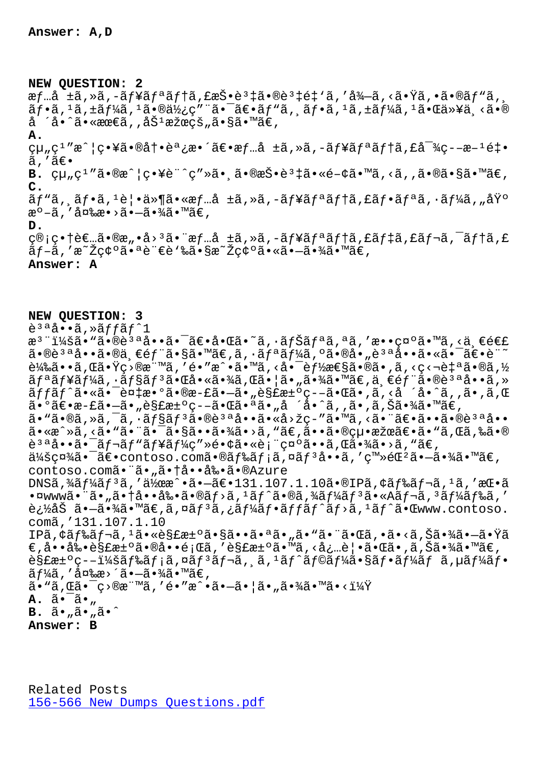Answer: A,D

**NEW QUESTION: 2**
æƒ…å ±ã,»ã,-ãƒ¥ãƒªãƒ†ã,£æŠ•è³‡ã•®è³‡é‡'ã,'å¾—ã,<ã•Ÿã,•ã•®ãƒ"ã,¸ãƒ•ã,¹ã,±ãƒ¼ã,¹ã•®ä½¿ç"¨ã•¯ã€•ãƒ"ã,¸ãƒ•ã,¹ã,±ãƒ¼ã,¹ã•Œä»¥ä¸‹ã•®å ´å•ˆã•«æœ€ã,,åŠ¹æžœçš„ã•§ã•™ã€,

**A.**
組ç¹"æˆ¦ç•¥ã•®å†•èª¿æ•´ã€•æƒ…å ±ã,»ã,-ãƒ¥ãƒªãƒ†ã,£å¯¾ç--æ–¹é‡•ã,'ã€•

**B.** 組ç¹"ã•®æˆ¦ç•¥è¨ˆç"»ã•¸ã•®æŠ•è³‡ã•«é–¢ã•™ã,<ã,,ã•®ã•§ã•™ã€,

**C.**
ãƒ"ã,¸ãƒ•ã,¹è¦•ä»¶ã•«æƒ…å ±ã,»ã,-ãƒ¥ãƒªãƒ†ã,£ãƒ•ãƒªã,·ãƒ¼ã,"åŸºæº–ã,'å¤‰æ•›ã•—ã•¾ã•™ã€,

**D.**
管ç•†è€…ã•®æ"•å›³ã•¨æƒ…å ±ã,»ã,-ãƒ¥ãƒªãƒ†ã,£ãƒ‡ã,£ãƒ¬ã,¯ãƒ†ã,£ãƒ–ã,'æ˜Žç¢ºã•ªè¨€è'‰ã•§æ˜Žç¢ºã•«ã•—ã•¾ã•™ã€,

**Answer: A**

**NEW QUESTION: 3**
è³ªå••ã,»ãƒƒãƒˆ1
æ³¨ï¼šã•"ã•®è³ªå••ã•¯ã€•å•Œã•˜ã,·ãƒŠãƒªã,ªã,'æ••ç¤ºã•™ã,<ä¸€é€£ã•®è³ªå••ã•®ä¸€éƒ¨ã•§ã•™ã€,ã,·ãƒªãƒ¼ã,ºã•®å•"è³ªå••ã•«ã•¯ã€•è¨˜è¼‰ã••ã,Œã•Ÿç›®æ¨™ã,'é•"æˆ•ã•™ã,<å•¯èƒ½æ€§ã•®ã•'ã,<ç‹¬è‡ªã•®ã,½ãƒªãƒ¥ãƒ¼ã,·ãƒ§ãƒ³ã•Œå•«ã•¾ã,Œã•¦ã•"ã•¾ã•™ã€,ä¸€éƒ¨ã•®è³ªå••ã,»ãƒƒãƒˆã•«ã•¯è¤‡æ•°ã•®æ-£ã•—ã•"è§£æ±ºç--ã•Œã•'ã,<å ´å•ˆã,'ã•'ã,Œã•°ã€•æ-£ã•—ã•"è§£æ±ºç--ã•Œã•ªã•"å ´å•ˆã,'ã•'ã,Šã•¾ã•™ã€,
ã•"ã•®ã,»ã,¯ã,·ãƒ§ãƒ³ã•®è³ªå••ã•«å›žç-"ã•™ã,<ã•¨ã€•ã••ã•®è³ªå••ã•«æˆ»ã,<ã•"ã•¨ã•¯ã•§ã••ã•¾ã•›ã,"ã€,ã••ã•®çµ•æžœã€•ã•"ã,Œã,‰ã•®è³ªå••ã•¯ãƒ¬ãƒ"ãƒ¥ãƒ¼ç"»é•¢ã•«è¡¨ç¤ºã••ã,Œã•¾ã•›ã,"ã€,
ä¼šç¤¾ã•¯ã€•contoso.comã•®ãƒ‰ãƒ¡ã,¤ãƒ³å••ã,'ç™»éŒ²ã•—ã•¾ã•™ã€,
contoso.comã•¨ã•"ã•†å••å‰•ã•®Azure DNSã,¾ãƒ¼ãƒ³ã,'ä½œæˆ•ã•—ã€•131.107.1.10ã•®IPã,¢ãƒ‰ãƒ¬ã,¹ã,'æŒ•ã•¤wwwã•¨ã•"ã•†å••å‰•ã•®ãƒ›ã,¹ãƒˆã•®ã,¾ãƒ¼ãƒ³ã•«Aãƒ¬ã,³ãƒ¼ãƒ‰ã,'è¿½åŠ ã•—ã•¾ã•™ã€,ã,¤ãƒ³ã,¿ãƒ¼ãƒ•ãƒƒãƒˆãƒ›ã,¹ãƒˆã•Œwww.contoso.comã,'131.107.1.10 IPã,¢ãƒ‰ãƒ¬ã,¹ã•«è§£æ±ºã•§ã••ã•ªã•"ã•"ã•¨ã•Œã,•ã•<ã,Šã•¾ã•—ã•Ÿã€,å••å‰•è§£æ±ºã•®å••é¡Œã,'è§£æ±ºã•™ã,<å¿…è¦•ã•Œã•,ã,Šã•¾ã•™ã€,
è§£æ±ºç--ï¼šãƒ‰ãƒ¡ã,¤ãƒ³ãƒ¬ã,¸ã,¹ãƒˆãƒ©ãƒ¼ã•§ãƒ•ãƒ¼ãƒ ã,µãƒ¼ãƒ•ãƒ¼ã,'å¤‰æ›´ã•—ã•¾ã•™ã€,
ã•"ã,Œã•¯ç›®æ¨™ã,'é•"æˆ•ã•—ã•¦ã•"ã•¾ã•™ã•<ï¼Ÿ

**A.** ã•¯ã•„

**B.** ã•"ã•„ã•ˆ

**Answer: B**

Related Posts
156-566 New Dumps Questions.pdf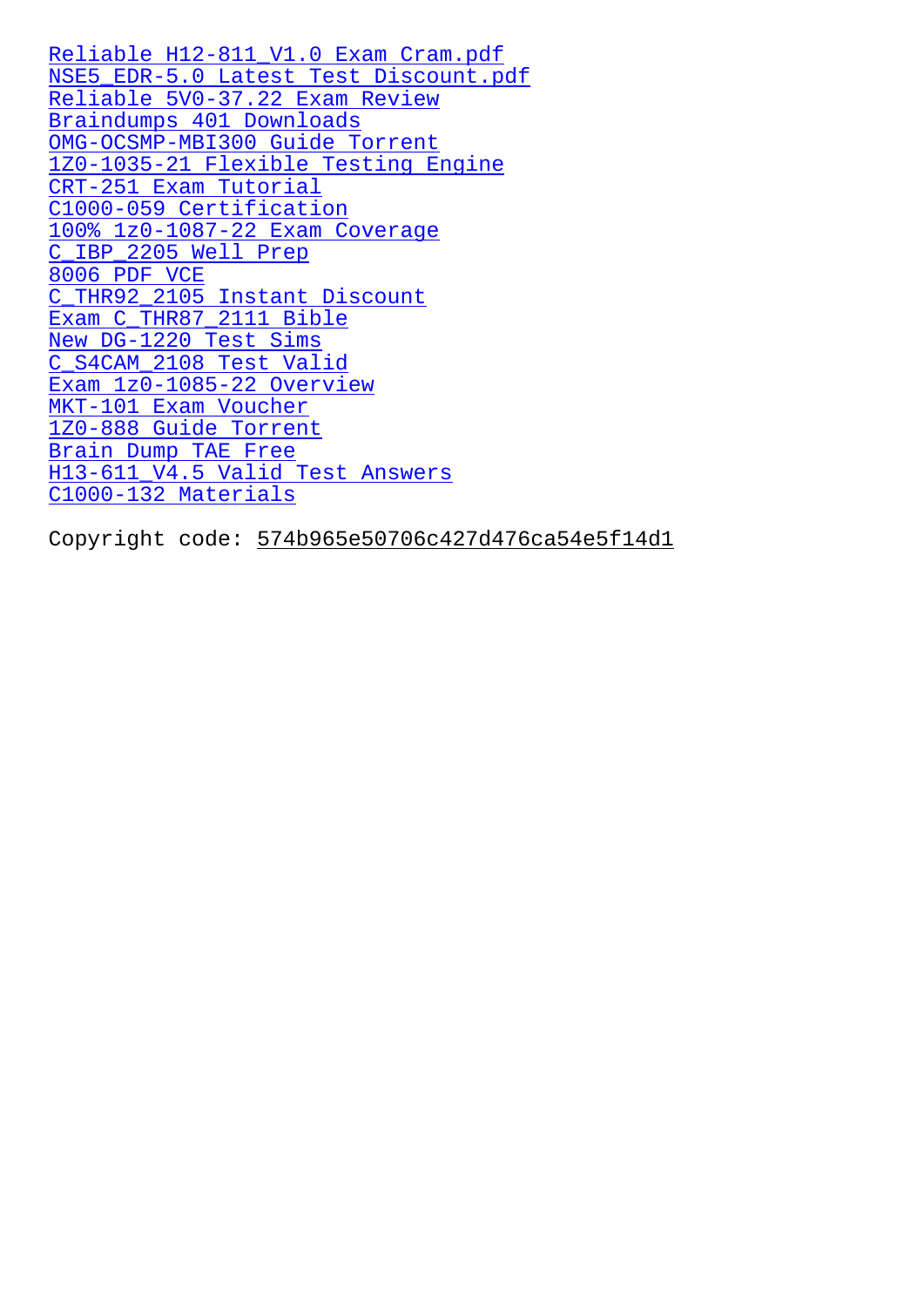Reliable H12-811_V1.0 Exam Cram.pdf
NSE5_EDR-5.0 Latest Test Discount.pdf
Reliable 5V0-37.22 Exam Review
Braindumps 401 Downloads
OMG-OCSMP-MBI300 Guide Torrent
1Z0-1035-21 Flexible Testing Engine
CRT-251 Exam Tutorial
C1000-059 Certification
100% 1z0-1087-22 Exam Coverage
C_IBP_2205 Well Prep
8006 PDF VCE
C_THR92_2105 Instant Discount
Exam C_THR87_2111 Bible
New DG-1220 Test Sims
C_S4CAM_2108 Test Valid
Exam 1z0-1085-22 Overview
MKT-101 Exam Voucher
1Z0-888 Guide Torrent
Brain Dump TAE Free
H13-611_V4.5 Valid Test Answers
C1000-132 Materials

Copyright code: 574b965e50706c427d476ca54e5f14d1